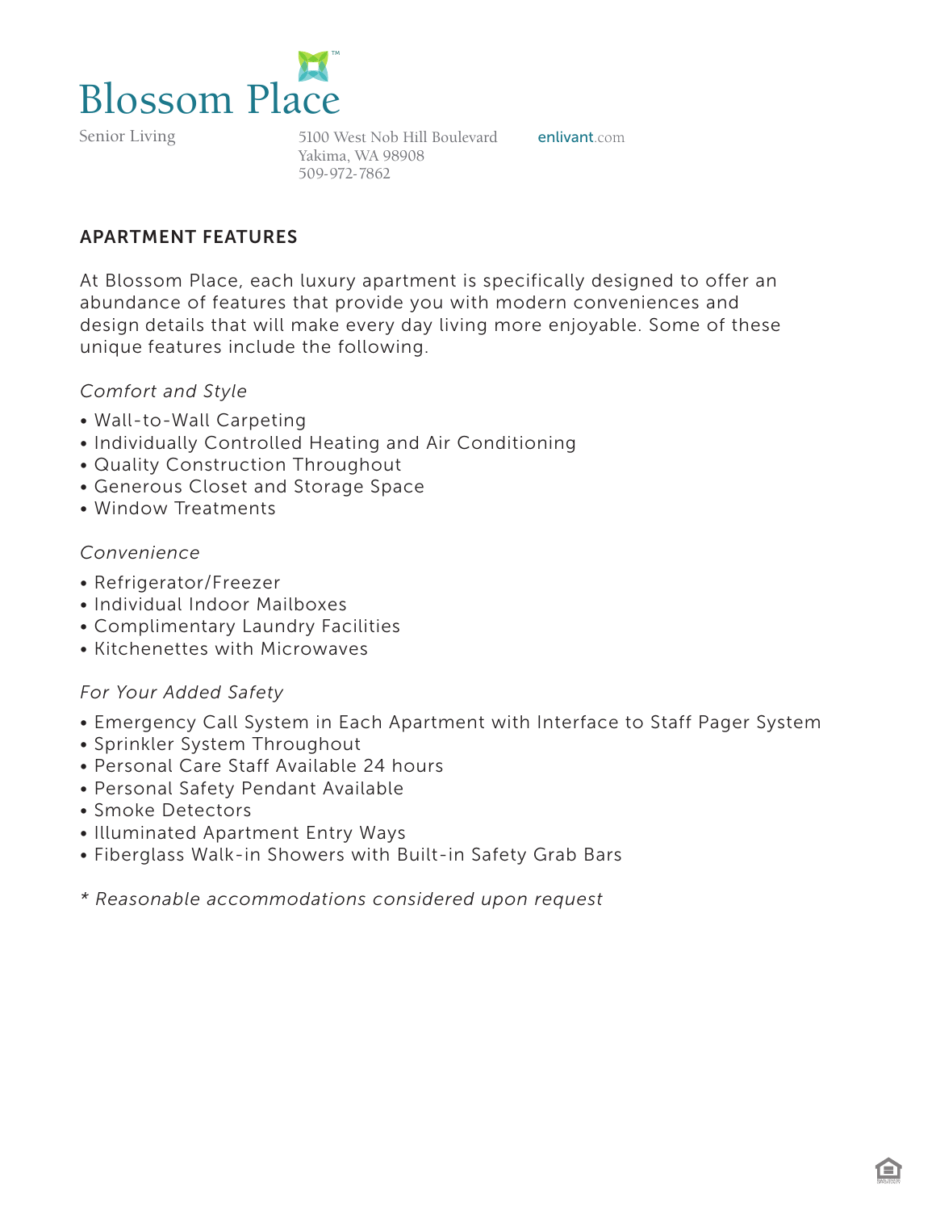# Blossom Place

Senior Living

5100 West Nob Hill Boulevard
Yakima, WA 98908
509-972-7862

enlivant.com

## APARTMENT FEATURES

At Blossom Place, each luxury apartment is specifically designed to offer an abundance of features that provide you with modern conveniences and design details that will make every day living more enjoyable. Some of these unique features include the following.

*Comfort and Style*

- Wall-to-Wall Carpeting
- Individually Controlled Heating and Air Conditioning
- Quality Construction Throughout
- Generous Closet and Storage Space
- Window Treatments

*Convenience*

- Refrigerator/Freezer
- Individual Indoor Mailboxes
- Complimentary Laundry Facilities
- Kitchenettes with Microwaves

*For Your Added Safety*

- Emergency Call System in Each Apartment with Interface to Staff Pager System
- Sprinkler System Throughout
- Personal Care Staff Available 24 hours
- Personal Safety Pendant Available
- Smoke Detectors
- Illuminated Apartment Entry Ways
- Fiberglass Walk-in Showers with Built-in Safety Grab Bars

*\* Reasonable accommodations considered upon request*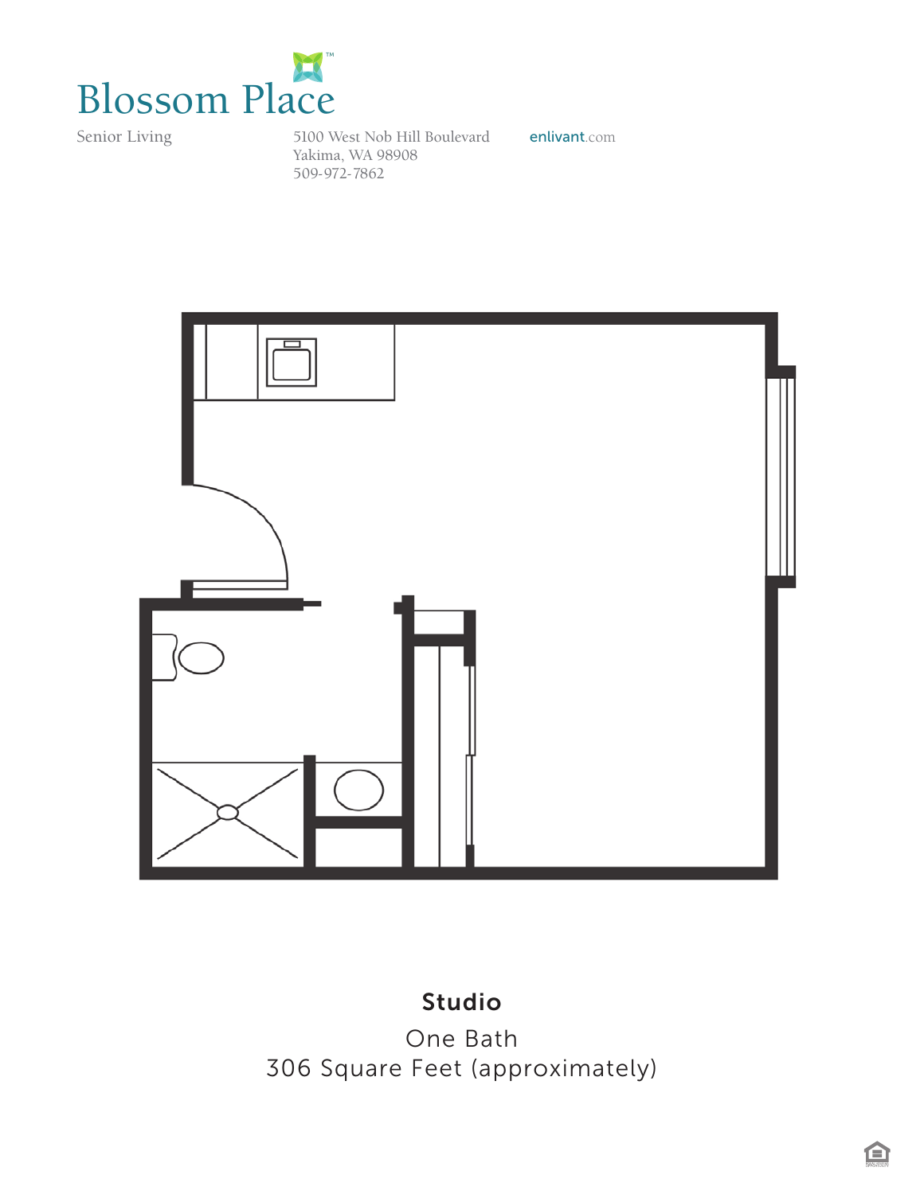# Blossom Place

Senior Living

5100 West Nob Hill Boulevard
Yakima, WA 98908
509-972-7862

enlivant.com

**Studio**

One Bath
306 Square Feet (approximately)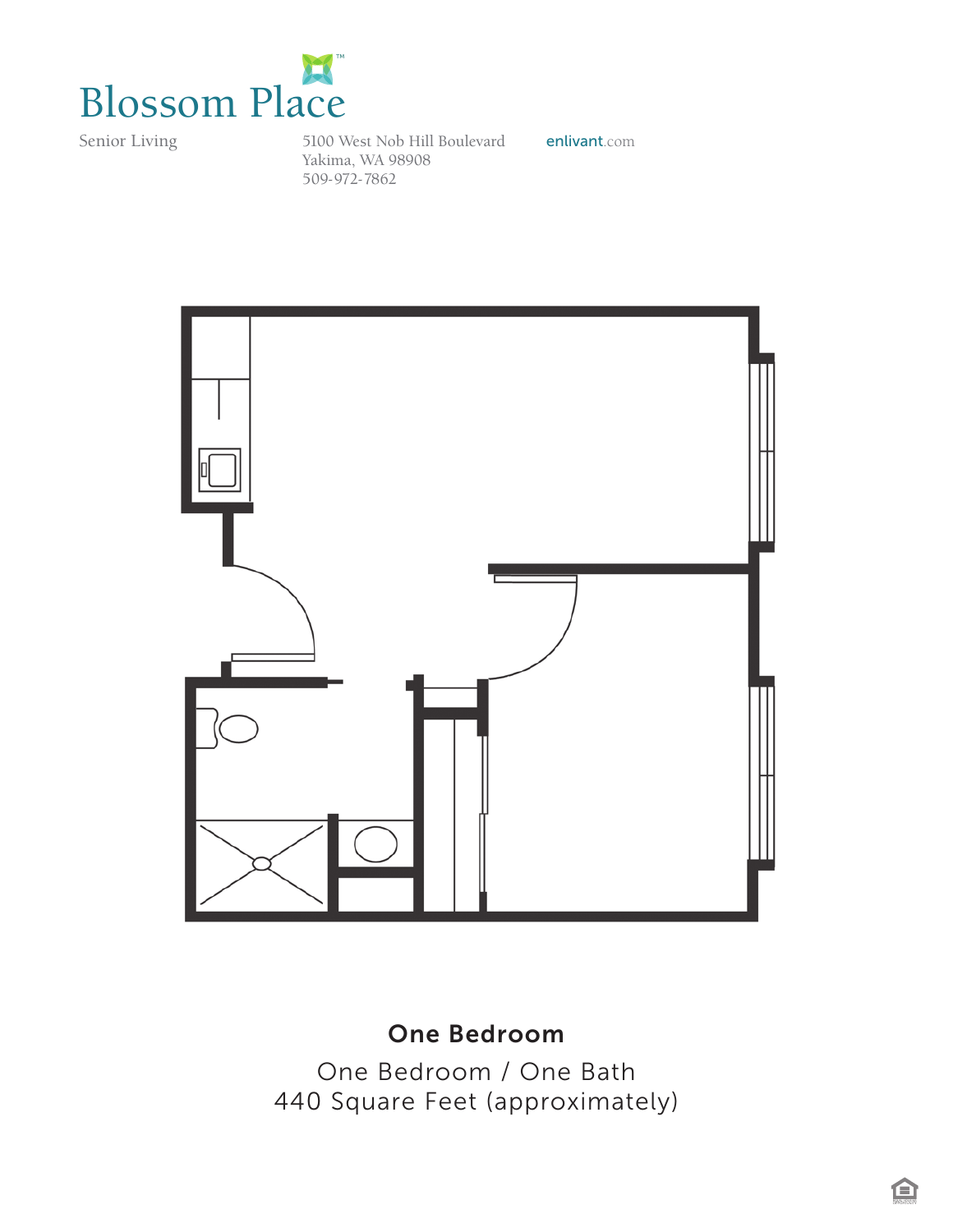# Blossom Place

Senior Living

5100 West Nob Hill Boulevard
Yakima, WA 98908
509-972-7862

enlivant.com

**One Bedroom**

One Bedroom / One Bath
440 Square Feet (approximately)